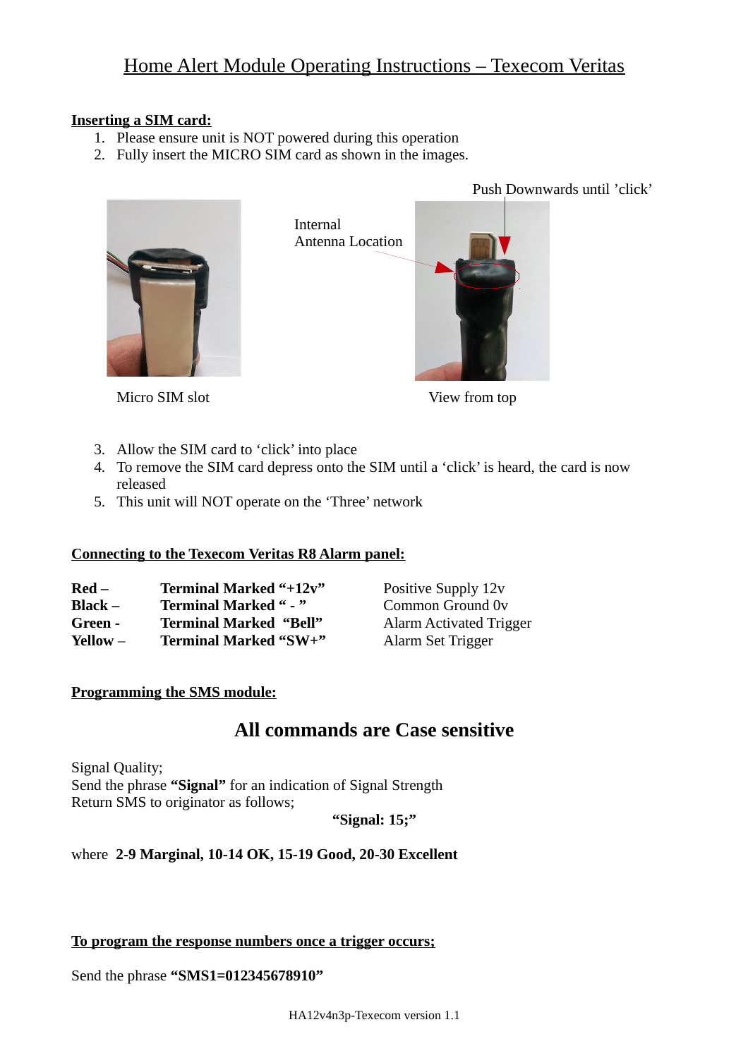# Home Alert Module Operating Instructions – Texecom Veritas

**Inserting a SIM card:**

1. Please ensure unit is NOT powered during this operation
2. Fully insert the MICRO SIM card as shown in the images.

Push Downwards until 'click'

Internal Antenna Location

Micro SIM slot

View from top

3. Allow the SIM card to 'click' into place
4. To remove the SIM card depress onto the SIM until a 'click' is heard, the card is now released
5. This unit will NOT operate on the 'Three' network

**Connecting to the Texecom Veritas R8 Alarm panel:**

| | | |
|---|---|---|
| **Red –** | **Terminal Marked "+12v"** | Positive Supply 12v |
| **Black –** | **Terminal Marked " - "** | Common Ground 0v |
| **Green -** | **Terminal Marked "Bell"** | Alarm Activated Trigger |
| **Yellow** – | **Terminal Marked "SW+"** | Alarm Set Trigger |

**Programming the SMS module:**

## All commands are Case sensitive

Signal Quality;
Send the phrase **"Signal"** for an indication of Signal Strength
Return SMS to originator as follows;

**"Signal: 15;"**

where **2-9 Marginal, 10-14 OK, 15-19 Good, 20-30 Excellent**

**To program the response numbers once a trigger occurs;**

Send the phrase **"SMS1=012345678910"**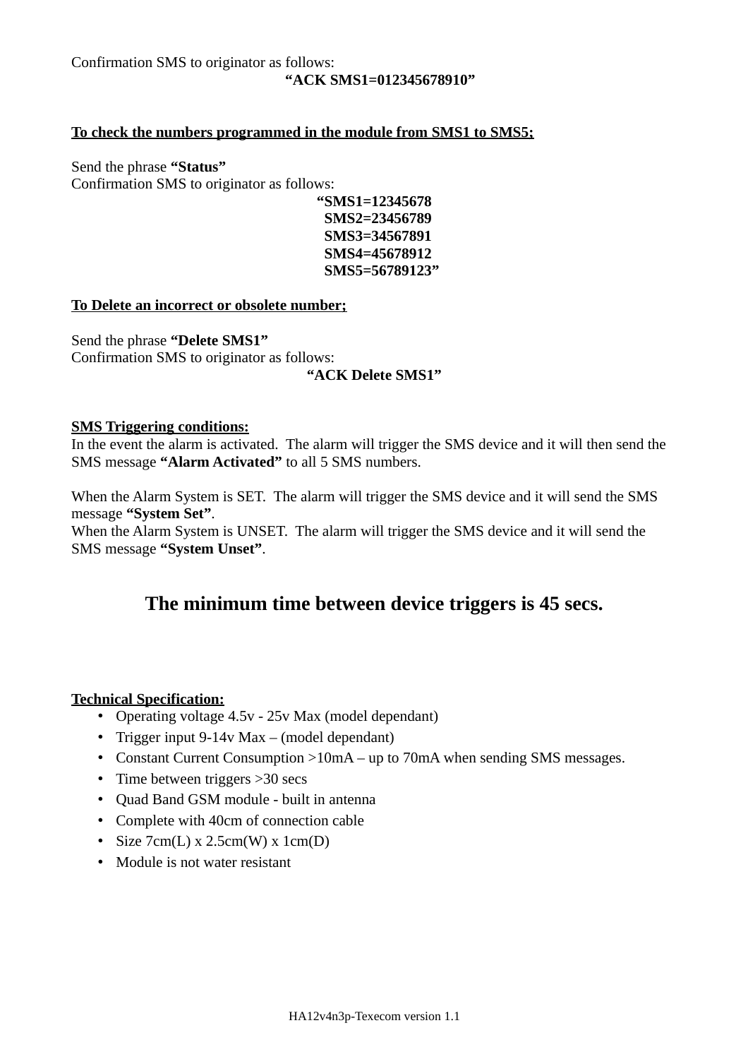Confirmation SMS to originator as follows:

**“ACK SMS1=012345678910”**

**To check the numbers programmed in the module from SMS1 to SMS5;**

Send the phrase **“Status”**
Confirmation SMS to originator as follows:

**“SMS1=12345678
SMS2=23456789
SMS3=34567891
SMS4=45678912
SMS5=56789123”**

**To Delete an incorrect or obsolete number;**

Send the phrase **“Delete SMS1”**
Confirmation SMS to originator as follows:

**“ACK Delete SMS1”**

**SMS Triggering conditions:**
In the event the alarm is activated. The alarm will trigger the SMS device and it will then send the SMS message **“Alarm Activated”** to all 5 SMS numbers.

When the Alarm System is SET. The alarm will trigger the SMS device and it will send the SMS message **“System Set”**.
When the Alarm System is UNSET. The alarm will trigger the SMS device and it will send the SMS message **“System Unset”**.

## The minimum time between device triggers is 45 secs.

**Technical Specification:**

- Operating voltage 4.5v - 25v Max (model dependant)
- Trigger input 9-14v Max – (model dependant)
- Constant Current Consumption >10mA – up to 70mA when sending SMS messages.
- Time between triggers >30 secs
- Quad Band GSM module - built in antenna
- Complete with 40cm of connection cable
- Size 7cm(L) x 2.5cm(W) x 1cm(D)
- Module is not water resistant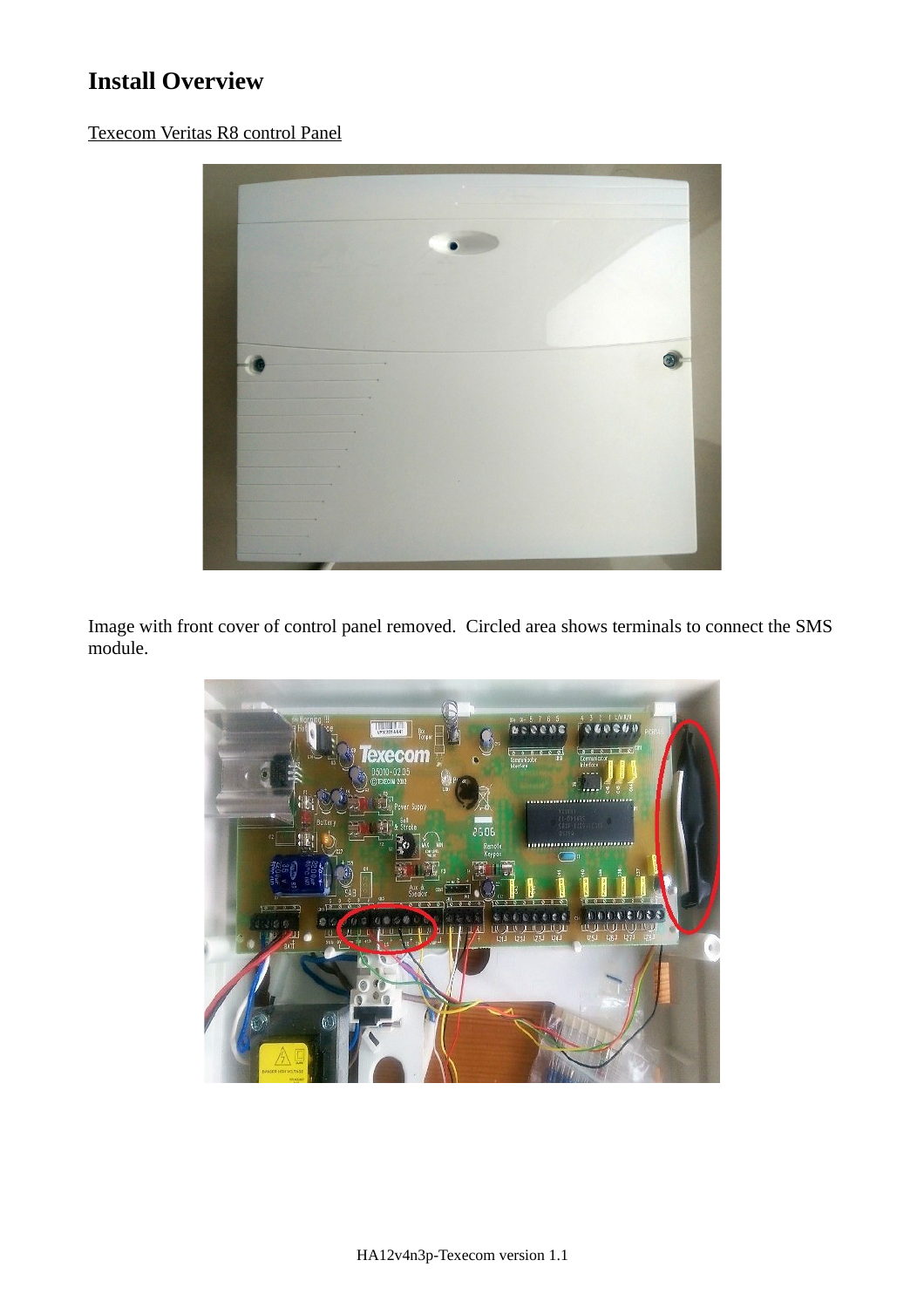# Install Overview

Texecom Veritas R8 control Panel

Image with front cover of control panel removed. Circled area shows terminals to connect the SMS module.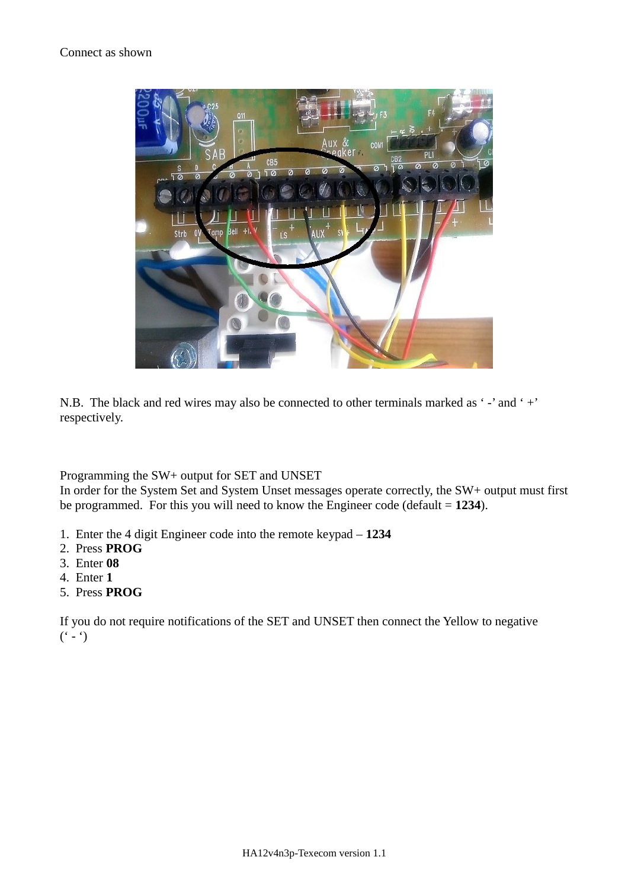Connect as shown

N.B. The black and red wires may also be connected to other terminals marked as ' -' and ' +' respectively.

Programming the SW+ output for SET and UNSET

In order for the System Set and System Unset messages operate correctly, the SW+ output must first be programmed. For this you will need to know the Engineer code (default = **1234**).

1. Enter the 4 digit Engineer code into the remote keypad – **1234**
2. Press **PROG**
3. Enter **08**
4. Enter **1**
5. Press **PROG**

If you do not require notifications of the SET and UNSET then connect the Yellow to negative (' - ')